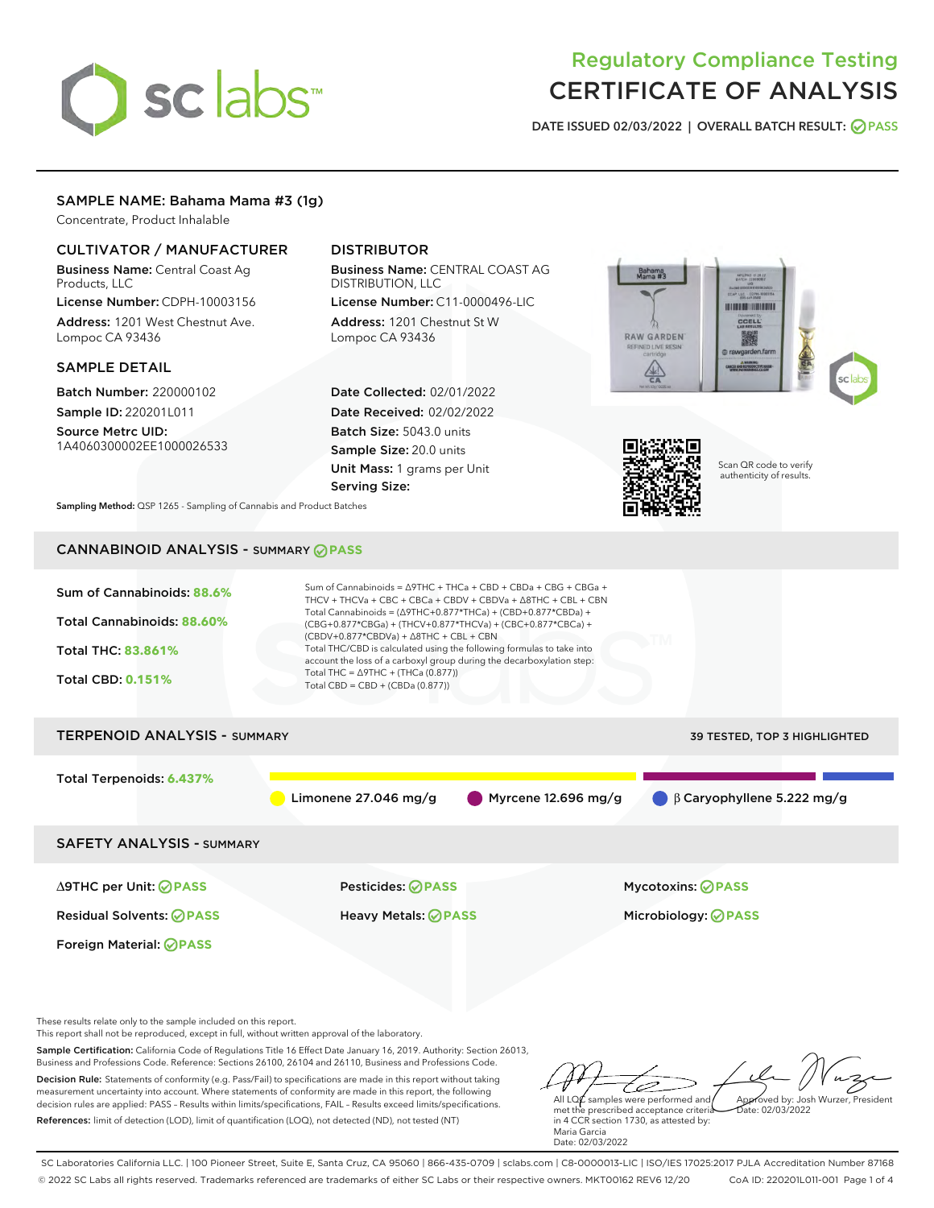# Regulatory Compliance Testing
# CERTIFICATE OF ANALYSIS

DATE ISSUED 02/03/2022 | OVERALL BATCH RESULT: PASS

## SAMPLE NAME: Bahama Mama #3 (1g)

Concentrate, Product Inhalable

### CULTIVATOR / MANUFACTURER

**Business Name:** Central Coast Ag Products, LLC

**License Number:** CDPH-10003156

**Address:** 1201 West Chestnut Ave. Lompoc CA 93436

### DISTRIBUTOR

**Business Name:** CENTRAL COAST AG DISTRIBUTION, LLC

**License Number:** C11-0000496-LIC

**Address:** 1201 Chestnut St W Lompoc CA 93436

### SAMPLE DETAIL

**Batch Number:** 220000102

**Sample ID:** 220201L011

**Source Metrc UID:** 1A4060300002EE1000026533

**Date Collected:** 02/01/2022

**Date Received:** 02/02/2022

**Batch Size:** 5043.0 units

**Sample Size:** 20.0 units

**Unit Mass:** 1 grams per Unit

**Serving Size:**

**Sampling Method:** QSP 1265 - Sampling of Cannabis and Product Batches

Scan QR code to verify authenticity of results.

## CANNABINOID ANALYSIS - SUMMARY PASS

Sum of Cannabinoids: **88.6%**

Total Cannabinoids: **88.60%**

Total THC: **83.861%**

Total CBD: **0.151%**

Sum of Cannabinoids = Δ9THC + THCa + CBD + CBDa + CBG + CBGa + THCV + THCVa + CBC + CBCa + CBDV + CBDVa + Δ8THC + CBL + CBN

Total Cannabinoids = (Δ9THC+0.877*THCa) + (CBD+0.877*CBDa) + (CBG+0.877*CBGa) + (THCV+0.877*THCVa) + (CBC+0.877*CBCa) + (CBDV+0.877*CBDVa) + Δ8THC + CBL + CBN

Total THC/CBD is calculated using the following formulas to take into account the loss of a carboxyl group during the decarboxylation step:

Total THC = Δ9THC + (THCa (0.877))

Total CBD = CBD + (CBDa (0.877))

## TERPENOID ANALYSIS - SUMMARY

39 TESTED, TOP 3 HIGHLIGHTED

Total Terpenoids: **6.437%**

Limonene 27.046 mg/g | Myrcene 12.696 mg/g | β Caryophyllene 5.222 mg/g

## SAFETY ANALYSIS - SUMMARY

| | | |
|---|---|---|
| Δ9THC per Unit: PASS | Pesticides: PASS | Mycotoxins: PASS |
| Residual Solvents: PASS | Heavy Metals: PASS | Microbiology: PASS |
| Foreign Material: PASS | | |

These results relate only to the sample included on this report.
This report shall not be reproduced, except in full, without written approval of the laboratory.

**Sample Certification:** California Code of Regulations Title 16 Effect Date January 16, 2019. Authority: Section 26013, Business and Professions Code. Reference: Sections 26100, 26104 and 26110, Business and Professions Code.

**Decision Rule:** Statements of conformity (e.g. Pass/Fail) to specifications are made in this report without taking measurement uncertainty into account. Where statements of conformity are made in this report, the following decision rules are applied: PASS – Results within limits/specifications, FAIL – Results exceed limits/specifications.

**References:** limit of detection (LOD), limit of quantification (LOQ), not detected (ND), not tested (NT)

All LQC samples were performed and met the prescribed acceptance criteria in 4 CCR section 1730, as attested by: Maria Garcia
Date: 02/03/2022

Approved by: Josh Wurzer, President
Date: 02/03/2022

SC Laboratories California LLC. | 100 Pioneer Street, Suite E, Santa Cruz, CA 95060 | 866-435-0709 | sclabs.com | C8-0000013-LIC | ISO/IES 17025:2017 PJLA Accreditation Number 87168
© 2022 SC Labs all rights reserved. Trademarks referenced are trademarks of either SC Labs or their respective owners. MKT00162 REV6 12/20 CoA ID: 220201L011-001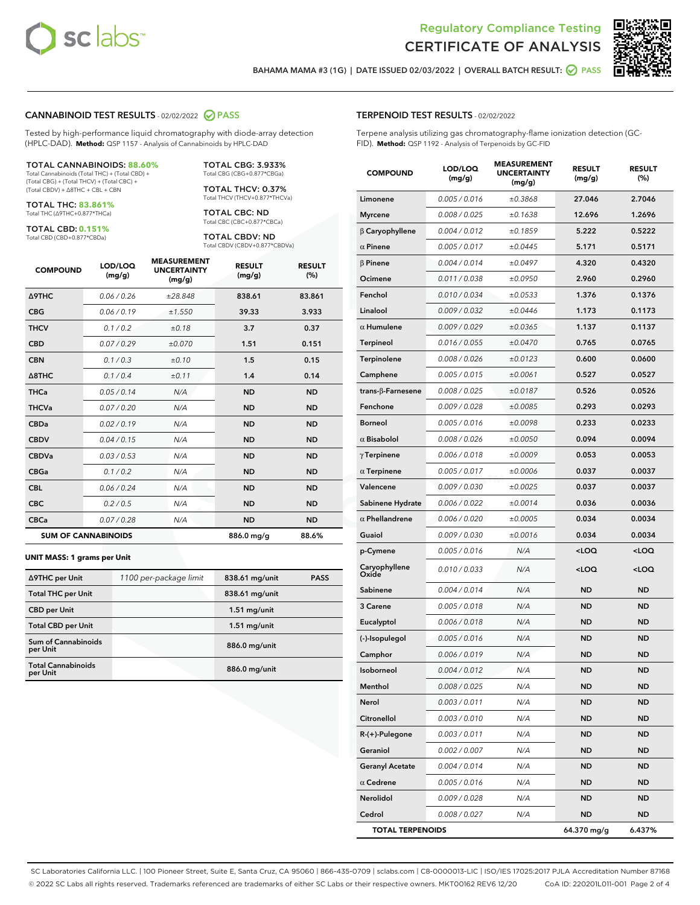Regulatory Compliance Testing
CERTIFICATE OF ANALYSIS

BAHAMA MAMA #3 (1G) | DATE ISSUED 02/03/2022 | OVERALL BATCH RESULT: PASS

## CANNABINOID TEST RESULTS - 02/02/2022 PASS

Tested by high-performance liquid chromatography with diode-array detection (HPLC-DAD). **Method:** QSP 1157 - Analysis of Cannabinoids by HPLC-DAD

**TOTAL CANNABINOIDS: 88.60%**
Total Cannabinoids (Total THC) + (Total CBD) + (Total CBG) + (Total THCV) + (Total CBC) + (Total CBDV) + Δ8THC + CBL + CBN

**TOTAL THC: 83.861%**
Total THC (Δ9THC+0.877*THCa)

**TOTAL CBD: 0.151%**
Total CBD (CBD+0.877*CBDa)

**TOTAL CBG: 3.933%**
Total CBG (CBG+0.877*CBGa)

**TOTAL THCV: 0.37%**
Total THCV (THCV+0.877*THCVa)

**TOTAL CBC: ND**
Total CBC (CBC+0.877*CBCa)

**TOTAL CBDV: ND**
Total CBDV (CBDV+0.877*CBDVa)

| COMPOUND | LOD/LOQ (mg/g) | MEASUREMENT UNCERTAINTY (mg/g) | RESULT (mg/g) | RESULT (%) |
|---|---|---|---|---|
| Δ9THC | 0.06 / 0.26 | ±28.848 | 838.61 | 83.861 |
| CBG | 0.06 / 0.19 | ±1.550 | 39.33 | 3.933 |
| THCV | 0.1 / 0.2 | ±0.18 | 3.7 | 0.37 |
| CBD | 0.07 / 0.29 | ±0.070 | 1.51 | 0.151 |
| CBN | 0.1 / 0.3 | ±0.10 | 1.5 | 0.15 |
| Δ8THC | 0.1 / 0.4 | ±0.11 | 1.4 | 0.14 |
| THCa | 0.05 / 0.14 | N/A | ND | ND |
| THCVa | 0.07 / 0.20 | N/A | ND | ND |
| CBDa | 0.02 / 0.19 | N/A | ND | ND |
| CBDV | 0.04 / 0.15 | N/A | ND | ND |
| CBDVa | 0.03 / 0.53 | N/A | ND | ND |
| CBGa | 0.1 / 0.2 | N/A | ND | ND |
| CBL | 0.06 / 0.24 | N/A | ND | ND |
| CBC | 0.2 / 0.5 | N/A | ND | ND |
| CBCa | 0.07 / 0.28 | N/A | ND | ND |
| **SUM OF CANNABINOIDS** | | | 886.0 mg/g | 88.6% |

**UNIT MASS: 1 grams per Unit**

| | | | |
|---|---|---|---|
| Δ9THC per Unit | 1100 per-package limit | 838.61 mg/unit | PASS |
| Total THC per Unit | | 838.61 mg/unit | |
| CBD per Unit | | 1.51 mg/unit | |
| Total CBD per Unit | | 1.51 mg/unit | |
| Sum of Cannabinoids per Unit | | 886.0 mg/unit | |
| Total Cannabinoids per Unit | | 886.0 mg/unit | |

## TERPENOID TEST RESULTS - 02/02/2022

Terpene analysis utilizing gas chromatography-flame ionization detection (GC-FID). **Method:** QSP 1192 - Analysis of Terpenoids by GC-FID

| COMPOUND | LOD/LOQ (mg/g) | MEASUREMENT UNCERTAINTY (mg/g) | RESULT (mg/g) | RESULT (%) |
|---|---|---|---|---|
| Limonene | 0.005 / 0.016 | ±0.3868 | 27.046 | 2.7046 |
| Myrcene | 0.008 / 0.025 | ±0.1638 | 12.696 | 1.2696 |
| β Caryophyllene | 0.004 / 0.012 | ±0.1859 | 5.222 | 0.5222 |
| α Pinene | 0.005 / 0.017 | ±0.0445 | 5.171 | 0.5171 |
| β Pinene | 0.004 / 0.014 | ±0.0497 | 4.320 | 0.4320 |
| Ocimene | 0.011 / 0.038 | ±0.0950 | 2.960 | 0.2960 |
| Fenchol | 0.010 / 0.034 | ±0.0533 | 1.376 | 0.1376 |
| Linalool | 0.009 / 0.032 | ±0.0446 | 1.173 | 0.1173 |
| α Humulene | 0.009 / 0.029 | ±0.0365 | 1.137 | 0.1137 |
| Terpineol | 0.016 / 0.055 | ±0.0470 | 0.765 | 0.0765 |
| Terpinolene | 0.008 / 0.026 | ±0.0123 | 0.600 | 0.0600 |
| Camphene | 0.005 / 0.015 | ±0.0061 | 0.527 | 0.0527 |
| trans-β-Farnesene | 0.008 / 0.025 | ±0.0187 | 0.526 | 0.0526 |
| Fenchone | 0.009 / 0.028 | ±0.0085 | 0.293 | 0.0293 |
| Borneol | 0.005 / 0.016 | ±0.0098 | 0.233 | 0.0233 |
| α Bisabolol | 0.008 / 0.026 | ±0.0050 | 0.094 | 0.0094 |
| γ Terpinene | 0.006 / 0.018 | ±0.0009 | 0.053 | 0.0053 |
| α Terpinene | 0.005 / 0.017 | ±0.0006 | 0.037 | 0.0037 |
| Valencene | 0.009 / 0.030 | ±0.0025 | 0.037 | 0.0037 |
| Sabinene Hydrate | 0.006 / 0.022 | ±0.0014 | 0.036 | 0.0036 |
| α Phellandrene | 0.006 / 0.020 | ±0.0005 | 0.034 | 0.0034 |
| Guaiol | 0.009 / 0.030 | ±0.0016 | 0.034 | 0.0034 |
| p-Cymene | 0.005 / 0.016 | N/A | <LOQ | <LOQ |
| Caryophyllene Oxide | 0.010 / 0.033 | N/A | <LOQ | <LOQ |
| Sabinene | 0.004 / 0.014 | N/A | ND | ND |
| 3 Carene | 0.005 / 0.018 | N/A | ND | ND |
| Eucalyptol | 0.006 / 0.018 | N/A | ND | ND |
| (-)-Isopulegol | 0.005 / 0.016 | N/A | ND | ND |
| Camphor | 0.006 / 0.019 | N/A | ND | ND |
| Isoborneol | 0.004 / 0.012 | N/A | ND | ND |
| Menthol | 0.008 / 0.025 | N/A | ND | ND |
| Nerol | 0.003 / 0.011 | N/A | ND | ND |
| Citronellol | 0.003 / 0.010 | N/A | ND | ND |
| R-(+)-Pulegone | 0.003 / 0.011 | N/A | ND | ND |
| Geraniol | 0.002 / 0.007 | N/A | ND | ND |
| Geranyl Acetate | 0.004 / 0.014 | N/A | ND | ND |
| α Cedrene | 0.005 / 0.016 | N/A | ND | ND |
| Nerolidol | 0.009 / 0.028 | N/A | ND | ND |
| Cedrol | 0.008 / 0.027 | N/A | ND | ND |
| **TOTAL TERPENOIDS** | | | 64.370 mg/g | 6.437% |

SC Laboratories California LLC. | 100 Pioneer Street, Suite E, Santa Cruz, CA 95060 | 866-435-0709 | sclabs.com | C8-0000013-LIC | ISO/IES 17025:2017 PJLA Accreditation Number 87168
© 2022 SC Labs all rights reserved. Trademarks referenced are trademarks of either SC Labs or their respective owners. MKT00162 REV6 12/20 CoA ID: 220201L011-001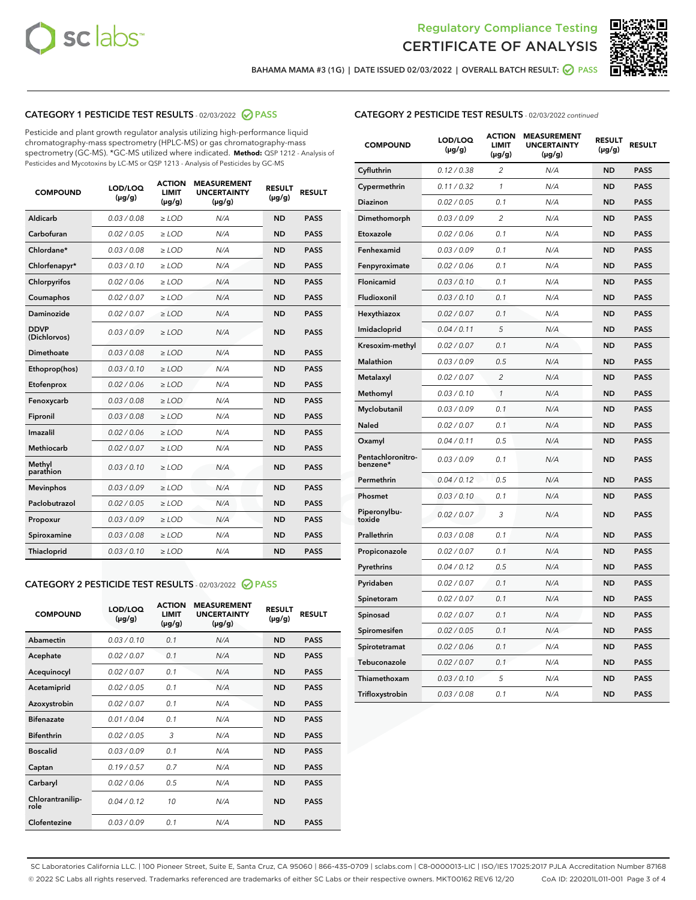# Regulatory Compliance Testing
## CERTIFICATE OF ANALYSIS

BAHAMA MAMA #3 (1G) | DATE ISSUED 02/03/2022 | OVERALL BATCH RESULT: PASS

### CATEGORY 1 PESTICIDE TEST RESULTS - 02/03/2022 PASS

Pesticide and plant growth regulator analysis utilizing high-performance liquid chromatography-mass spectrometry (HPLC-MS) or gas chromatography-mass spectrometry (GC-MS). *GC-MS utilized where indicated. **Method:** QSP 1212 - Analysis of Pesticides and Mycotoxins by LC-MS or QSP 1213 - Analysis of Pesticides by GC-MS

| COMPOUND | LOD/LOQ (µg/g) | ACTION LIMIT (µg/g) | MEASUREMENT UNCERTAINTY (µg/g) | RESULT (µg/g) | RESULT |
|---|---|---|---|---|---|
| Aldicarb | 0.03 / 0.08 | ≥ LOD | N/A | ND | PASS |
| Carbofuran | 0.02 / 0.05 | ≥ LOD | N/A | ND | PASS |
| Chlordane* | 0.03 / 0.08 | ≥ LOD | N/A | ND | PASS |
| Chlorfenapyr* | 0.03 / 0.10 | ≥ LOD | N/A | ND | PASS |
| Chlorpyrifos | 0.02 / 0.06 | ≥ LOD | N/A | ND | PASS |
| Coumaphos | 0.02 / 0.07 | ≥ LOD | N/A | ND | PASS |
| Daminozide | 0.02 / 0.07 | ≥ LOD | N/A | ND | PASS |
| DDVP (Dichlorvos) | 0.03 / 0.09 | ≥ LOD | N/A | ND | PASS |
| Dimethoate | 0.03 / 0.08 | ≥ LOD | N/A | ND | PASS |
| Ethoprop(hos) | 0.03 / 0.10 | ≥ LOD | N/A | ND | PASS |
| Etofenprox | 0.02 / 0.06 | ≥ LOD | N/A | ND | PASS |
| Fenoxycarb | 0.03 / 0.08 | ≥ LOD | N/A | ND | PASS |
| Fipronil | 0.03 / 0.08 | ≥ LOD | N/A | ND | PASS |
| Imazalil | 0.02 / 0.06 | ≥ LOD | N/A | ND | PASS |
| Methiocarb | 0.02 / 0.07 | ≥ LOD | N/A | ND | PASS |
| Methyl parathion | 0.03 / 0.10 | ≥ LOD | N/A | ND | PASS |
| Mevinphos | 0.03 / 0.09 | ≥ LOD | N/A | ND | PASS |
| Paclobutrazol | 0.02 / 0.05 | ≥ LOD | N/A | ND | PASS |
| Propoxur | 0.03 / 0.09 | ≥ LOD | N/A | ND | PASS |
| Spiroxamine | 0.03 / 0.08 | ≥ LOD | N/A | ND | PASS |
| Thiacloprid | 0.03 / 0.10 | ≥ LOD | N/A | ND | PASS |

### CATEGORY 2 PESTICIDE TEST RESULTS - 02/03/2022 PASS

| COMPOUND | LOD/LOQ (µg/g) | ACTION LIMIT (µg/g) | MEASUREMENT UNCERTAINTY (µg/g) | RESULT (µg/g) | RESULT |
|---|---|---|---|---|---|
| Abamectin | 0.03 / 0.10 | 0.1 | N/A | ND | PASS |
| Acephate | 0.02 / 0.07 | 0.1 | N/A | ND | PASS |
| Acequinocyl | 0.02 / 0.07 | 0.1 | N/A | ND | PASS |
| Acetamiprid | 0.02 / 0.05 | 0.1 | N/A | ND | PASS |
| Azoxystrobin | 0.02 / 0.07 | 0.1 | N/A | ND | PASS |
| Bifenazate | 0.01 / 0.04 | 0.1 | N/A | ND | PASS |
| Bifenthrin | 0.02 / 0.05 | 3 | N/A | ND | PASS |
| Boscalid | 0.03 / 0.09 | 0.1 | N/A | ND | PASS |
| Captan | 0.19 / 0.57 | 0.7 | N/A | ND | PASS |
| Carbaryl | 0.02 / 0.06 | 0.5 | N/A | ND | PASS |
| Chlorantraniliprole | 0.04 / 0.12 | 10 | N/A | ND | PASS |
| Clofentezine | 0.03 / 0.09 | 0.1 | N/A | ND | PASS |
| Cyfluthrin | 0.12 / 0.38 | 2 | N/A | ND | PASS |
| Cypermethrin | 0.11 / 0.32 | 1 | N/A | ND | PASS |
| Diazinon | 0.02 / 0.05 | 0.1 | N/A | ND | PASS |
| Dimethomorph | 0.03 / 0.09 | 2 | N/A | ND | PASS |
| Etoxazole | 0.02 / 0.06 | 0.1 | N/A | ND | PASS |
| Fenhexamid | 0.03 / 0.09 | 0.1 | N/A | ND | PASS |
| Fenpyroximate | 0.02 / 0.06 | 0.1 | N/A | ND | PASS |
| Flonicamid | 0.03 / 0.10 | 0.1 | N/A | ND | PASS |
| Fludioxonil | 0.03 / 0.10 | 0.1 | N/A | ND | PASS |
| Hexythiazox | 0.02 / 0.07 | 0.1 | N/A | ND | PASS |
| Imidacloprid | 0.04 / 0.11 | 5 | N/A | ND | PASS |
| Kresoxim-methyl | 0.02 / 0.07 | 0.1 | N/A | ND | PASS |
| Malathion | 0.03 / 0.09 | 0.5 | N/A | ND | PASS |
| Metalaxyl | 0.02 / 0.07 | 2 | N/A | ND | PASS |
| Methomyl | 0.03 / 0.10 | 1 | N/A | ND | PASS |
| Myclobutanil | 0.03 / 0.09 | 0.1 | N/A | ND | PASS |
| Naled | 0.02 / 0.07 | 0.1 | N/A | ND | PASS |
| Oxamyl | 0.04 / 0.11 | 0.5 | N/A | ND | PASS |
| Pentachloronitrobenzene* | 0.03 / 0.09 | 0.1 | N/A | ND | PASS |
| Permethrin | 0.04 / 0.12 | 0.5 | N/A | ND | PASS |
| Phosmet | 0.03 / 0.10 | 0.1 | N/A | ND | PASS |
| Piperonylbutoxide | 0.02 / 0.07 | 3 | N/A | ND | PASS |
| Prallethrin | 0.03 / 0.08 | 0.1 | N/A | ND | PASS |
| Propiconazole | 0.02 / 0.07 | 0.1 | N/A | ND | PASS |
| Pyrethrins | 0.04 / 0.12 | 0.5 | N/A | ND | PASS |
| Pyridaben | 0.02 / 0.07 | 0.1 | N/A | ND | PASS |
| Spinetoram | 0.02 / 0.07 | 0.1 | N/A | ND | PASS |
| Spinosad | 0.02 / 0.07 | 0.1 | N/A | ND | PASS |
| Spiromesifen | 0.02 / 0.05 | 0.1 | N/A | ND | PASS |
| Spirotetramat | 0.02 / 0.06 | 0.1 | N/A | ND | PASS |
| Tebuconazole | 0.02 / 0.07 | 0.1 | N/A | ND | PASS |
| Thiamethoxam | 0.03 / 0.10 | 5 | N/A | ND | PASS |
| Trifloxystrobin | 0.03 / 0.08 | 0.1 | N/A | ND | PASS |

SC Laboratories California LLC. | 100 Pioneer Street, Suite E, Santa Cruz, CA 95060 | 866-435-0709 | sclabs.com | C8-0000013-LIC | ISO/IES 17025:2017 PJLA Accreditation Number 87168
© 2022 SC Labs all rights reserved. Trademarks referenced are trademarks of either SC Labs or their respective owners. MKT00162 REV6 12/20 CoA ID: 220201L011-001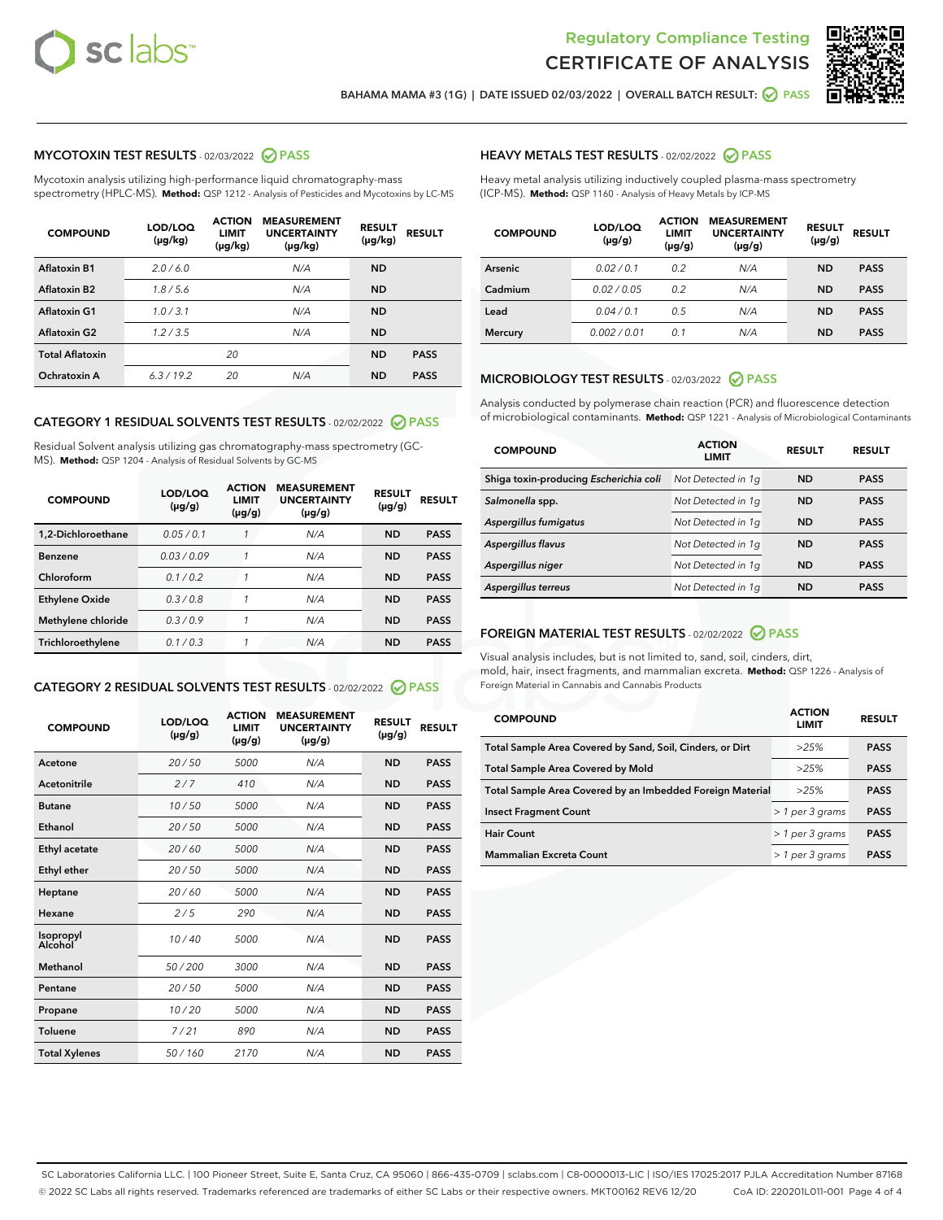Regulatory Compliance Testing

# CERTIFICATE OF ANALYSIS

BAHAMA MAMA #3 (1G) | DATE ISSUED 02/03/2022 | OVERALL BATCH RESULT: PASS

## MYCOTOXIN TEST RESULTS - 02/03/2022 PASS

Mycotoxin analysis utilizing high-performance liquid chromatography-mass spectrometry (HPLC-MS). **Method:** QSP 1212 - Analysis of Pesticides and Mycotoxins by LC-MS

| COMPOUND | LOD/LOQ (µg/kg) | ACTION LIMIT (µg/kg) | MEASUREMENT UNCERTAINTY (µg/kg) | RESULT (µg/kg) | RESULT |
|---|---|---|---|---|---|
| Aflatoxin B1 | 2.0 / 6.0 | | N/A | ND | |
| Aflatoxin B2 | 1.8 / 5.6 | | N/A | ND | |
| Aflatoxin G1 | 1.0 / 3.1 | | N/A | ND | |
| Aflatoxin G2 | 1.2 / 3.5 | | N/A | ND | |
| Total Aflatoxin | | 20 | | ND | PASS |
| Ochratoxin A | 6.3 / 19.2 | 20 | N/A | ND | PASS |

## CATEGORY 1 RESIDUAL SOLVENTS TEST RESULTS - 02/02/2022 PASS

Residual Solvent analysis utilizing gas chromatography-mass spectrometry (GC-MS). **Method:** QSP 1204 - Analysis of Residual Solvents by GC-MS

| COMPOUND | LOD/LOQ (µg/g) | ACTION LIMIT (µg/g) | MEASUREMENT UNCERTAINTY (µg/g) | RESULT (µg/g) | RESULT |
|---|---|---|---|---|---|
| 1,2-Dichloroethane | 0.05 / 0.1 | 1 | N/A | ND | PASS |
| Benzene | 0.03 / 0.09 | 1 | N/A | ND | PASS |
| Chloroform | 0.1 / 0.2 | 1 | N/A | ND | PASS |
| Ethylene Oxide | 0.3 / 0.8 | 1 | N/A | ND | PASS |
| Methylene chloride | 0.3 / 0.9 | 1 | N/A | ND | PASS |
| Trichloroethylene | 0.1 / 0.3 | 1 | N/A | ND | PASS |

## CATEGORY 2 RESIDUAL SOLVENTS TEST RESULTS - 02/02/2022 PASS

| COMPOUND | LOD/LOQ (µg/g) | ACTION LIMIT (µg/g) | MEASUREMENT UNCERTAINTY (µg/g) | RESULT (µg/g) | RESULT |
|---|---|---|---|---|---|
| Acetone | 20 / 50 | 5000 | N/A | ND | PASS |
| Acetonitrile | 2 / 7 | 410 | N/A | ND | PASS |
| Butane | 10 / 50 | 5000 | N/A | ND | PASS |
| Ethanol | 20 / 50 | 5000 | N/A | ND | PASS |
| Ethyl acetate | 20 / 60 | 5000 | N/A | ND | PASS |
| Ethyl ether | 20 / 50 | 5000 | N/A | ND | PASS |
| Heptane | 20 / 60 | 5000 | N/A | ND | PASS |
| Hexane | 2 / 5 | 290 | N/A | ND | PASS |
| Isopropyl Alcohol | 10 / 40 | 5000 | N/A | ND | PASS |
| Methanol | 50 / 200 | 3000 | N/A | ND | PASS |
| Pentane | 20 / 50 | 5000 | N/A | ND | PASS |
| Propane | 10 / 20 | 5000 | N/A | ND | PASS |
| Toluene | 7 / 21 | 890 | N/A | ND | PASS |
| Total Xylenes | 50 / 160 | 2170 | N/A | ND | PASS |

## HEAVY METALS TEST RESULTS - 02/02/2022 PASS

Heavy metal analysis utilizing inductively coupled plasma-mass spectrometry (ICP-MS). **Method:** QSP 1160 - Analysis of Heavy Metals by ICP-MS

| COMPOUND | LOD/LOQ (µg/g) | ACTION LIMIT (µg/g) | MEASUREMENT UNCERTAINTY (µg/g) | RESULT (µg/g) | RESULT |
|---|---|---|---|---|---|
| Arsenic | 0.02 / 0.1 | 0.2 | N/A | ND | PASS |
| Cadmium | 0.02 / 0.05 | 0.2 | N/A | ND | PASS |
| Lead | 0.04 / 0.1 | 0.5 | N/A | ND | PASS |
| Mercury | 0.002 / 0.01 | 0.1 | N/A | ND | PASS |

## MICROBIOLOGY TEST RESULTS - 02/03/2022 PASS

Analysis conducted by polymerase chain reaction (PCR) and fluorescence detection of microbiological contaminants. **Method:** QSP 1221 - Analysis of Microbiological Contaminants

| COMPOUND | ACTION LIMIT | RESULT | RESULT |
|---|---|---|---|
| Shiga toxin-producing *Escherichia coli* | Not Detected in 1g | ND | PASS |
| *Salmonella* spp. | Not Detected in 1g | ND | PASS |
| *Aspergillus fumigatus* | Not Detected in 1g | ND | PASS |
| *Aspergillus flavus* | Not Detected in 1g | ND | PASS |
| *Aspergillus niger* | Not Detected in 1g | ND | PASS |
| *Aspergillus terreus* | Not Detected in 1g | ND | PASS |

## FOREIGN MATERIAL TEST RESULTS - 02/02/2022 PASS

Visual analysis includes, but is not limited to, sand, soil, cinders, dirt, mold, hair, insect fragments, and mammalian excreta. **Method:** QSP 1226 - Analysis of Foreign Material in Cannabis and Cannabis Products

| COMPOUND | ACTION LIMIT | RESULT |
|---|---|---|
| Total Sample Area Covered by Sand, Soil, Cinders, or Dirt | >25% | PASS |
| Total Sample Area Covered by Mold | >25% | PASS |
| Total Sample Area Covered by an Imbedded Foreign Material | >25% | PASS |
| Insect Fragment Count | > 1 per 3 grams | PASS |
| Hair Count | > 1 per 3 grams | PASS |
| Mammalian Excreta Count | > 1 per 3 grams | PASS |

SC Laboratories California LLC. | 100 Pioneer Street, Suite E, Santa Cruz, CA 95060 | 866-435-0709 | sclabs.com | C8-0000013-LIC | ISO/IES 17025:2017 PJLA Accreditation Number 87168
© 2022 SC Labs all rights reserved. Trademarks referenced are trademarks of either SC Labs or their respective owners. MKT00162 REV6 12/20 CoA ID: 220201L011-001